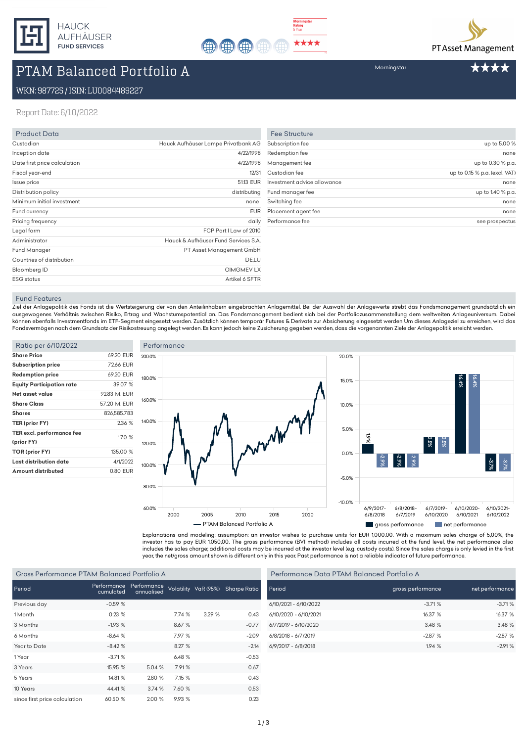HAUCK AUFHÄUSER FUND SERVICES

Morningstar Rating 5 Year ★★★★

PT Asset Management

# PTAM Balanced Portfolio A

Morningstar ★★★★

WKN: 987725 / ISIN: LU0084489227

Report Date: 6/10/2022

## Product Data

| | |
|---|---|
| Custodian | Hauck Aufhäuser Lampe Privatbank AG |
| Inception date | 4/22/1998 |
| Date first price calculation | 4/22/1998 |
| Fiscal year-end | 12/31 |
| Issue price | 51.13 EUR |
| Distribution policy | distributing |
| Minimum initial investment | none |
| Fund currency | EUR |
| Pricing frequency | daily |
| Legal form | FCP Part I Law of 2010 |
| Administrator | Hauck & Aufhäuser Fund Services S.A. |
| Fund Manager | PT Asset Management GmbH |
| Countries of distribution | DE,LU |
| Bloomberg ID | OIMGMEV LX |
| ESG status | Artikel 6 SFTR |

## Fee Structure

| | |
|---|---|
| Subscription fee | up to 5.00 % |
| Redemption fee | none |
| Management fee | up to 0.30 % p.a. |
| Custodian fee | up to 0.15 % p.a. (excl. VAT) |
| Investment advice allowance | none |
| Fund manager fee | up to 1.40 % p.a. |
| Switching fee | none |
| Placement agent fee | none |
| Performance fee | see prospectus |

## Fund Features

Ziel der Anlagepolitik des Fonds ist die Wertsteigerung der von den Anteilinhabern eingebrachten Anlagemittel. Bei der Auswahl der Anlagewerte strebt das Fondsmanagement grundsätzlich ein ausgewogenes Verhältnis zwischen Risiko, Ertrag und Wachstumspotential an. Das Fondsmanagement bedient sich bei der Portfoliozusammenstellung dem weltweiten Anlageuniversum. Dabei können ebenfalls Investmentfonds im ETF-Segment eingesetzt werden. Zusätzlich können temporär Futures & Derivate zur Absicherung eingesetzt werden Um dieses Anlageziel zu erreichen, wird das Fondsvermögen nach dem Grundsatz der Risikostreuung angelegt werden. Es kann jedoch keine Zusicherung gegeben werden, dass die vorgenannten Ziele der Anlagepolitik erreicht werden.

## Ratio per 6/10/2022

| | |
|---|---|
| **Share Price** | 69.20 EUR |
| **Subscription price** | 72.66 EUR |
| **Redemption price** | 69.20 EUR |
| **Equity Participation rate** | 39.07 % |
| **Net asset value** | 92.83 M. EUR |
| **Share Class** | 57.20 M. EUR |
| **Shares** | 826,585.783 |
| **TER (prior FY)** | 2.36 % |
| **TER excl. performance fee (prior FY)** | 1.70 % |
| **TOR (prior FY)** | 135.00 % |
| **Last distribution date** | 4/1/2022 |
| **Amount distributed** | 0.80 EUR |

## Performance

PTAM Balanced Portfolio A (line chart, 2000–2020, 60.0%–200.0%)

| Period | gross performance | net performance |
|---|---|---|
| 6/9/2017-6/8/2018 | 1.9% | -2.9% |
| 6/8/2018-6/7/2019 | -2.9% | -2.9% |
| 6/7/2019-6/10/2020 | 3.5% | 3.5% |
| 6/10/2020-6/10/2021 | 16.4% | 16.4% |
| 6/10/2021-6/10/2022 | -3.7% | -3.7% |

Explanations and modeling; assumption: an investor wishes to purchase units for EUR 1.000.00. With a maximum sales charge of 5,00%, the investor has to pay EUR 1.050,00. The gross performance (BVI method) includes all costs incurred at the fund level, the net performance also includes the sales charge; additional costs may be incurred at the investor level (e.g. custody costs). Since the sales charge is only levied in the first year, the net/gross amount shown is different only in this year. Past performance is not a reliable indicator of future performance.

## Gross Performance PTAM Balanced Portfolio A

| Period | Performance cumulated | Performance annualised | Volatility | VaR (95%) | Sharpe Ratio |
|---|---|---|---|---|---|
| Previous day | -0.59 % | | | | |
| 1 Month | 0.23 % | | 7.74 % | 3.29 % | 0.43 |
| 3 Months | -1.93 % | | 8.67 % | | -0.77 |
| 6 Months | -8.64 % | | 7.97 % | | -2.09 |
| Year to Date | -8.42 % | | 8.27 % | | -2.14 |
| 1 Year | -3.71 % | | 6.48 % | | -0.53 |
| 3 Years | 15.95 % | 5.04 % | 7.91 % | | 0.67 |
| 5 Years | 14.81 % | 2.80 % | 7.15 % | | 0.43 |
| 10 Years | 44.41 % | 3.74 % | 7.60 % | | 0.53 |
| since first price calculation | 60.50 % | 2.00 % | 9.93 % | | 0.23 |

## Performance Data PTAM Balanced Portfolio A

| Period | gross performance | net performance |
|---|---|---|
| 6/10/2021 - 6/10/2022 | -3.71 % | -3.71 % |
| 6/10/2020 - 6/10/2021 | 16.37 % | 16.37 % |
| 6/7/2019 - 6/10/2020 | 3.48 % | 3.48 % |
| 6/8/2018 - 6/7/2019 | -2.87 % | -2.87 % |
| 6/9/2017 - 6/8/2018 | 1.94 % | -2.91 % |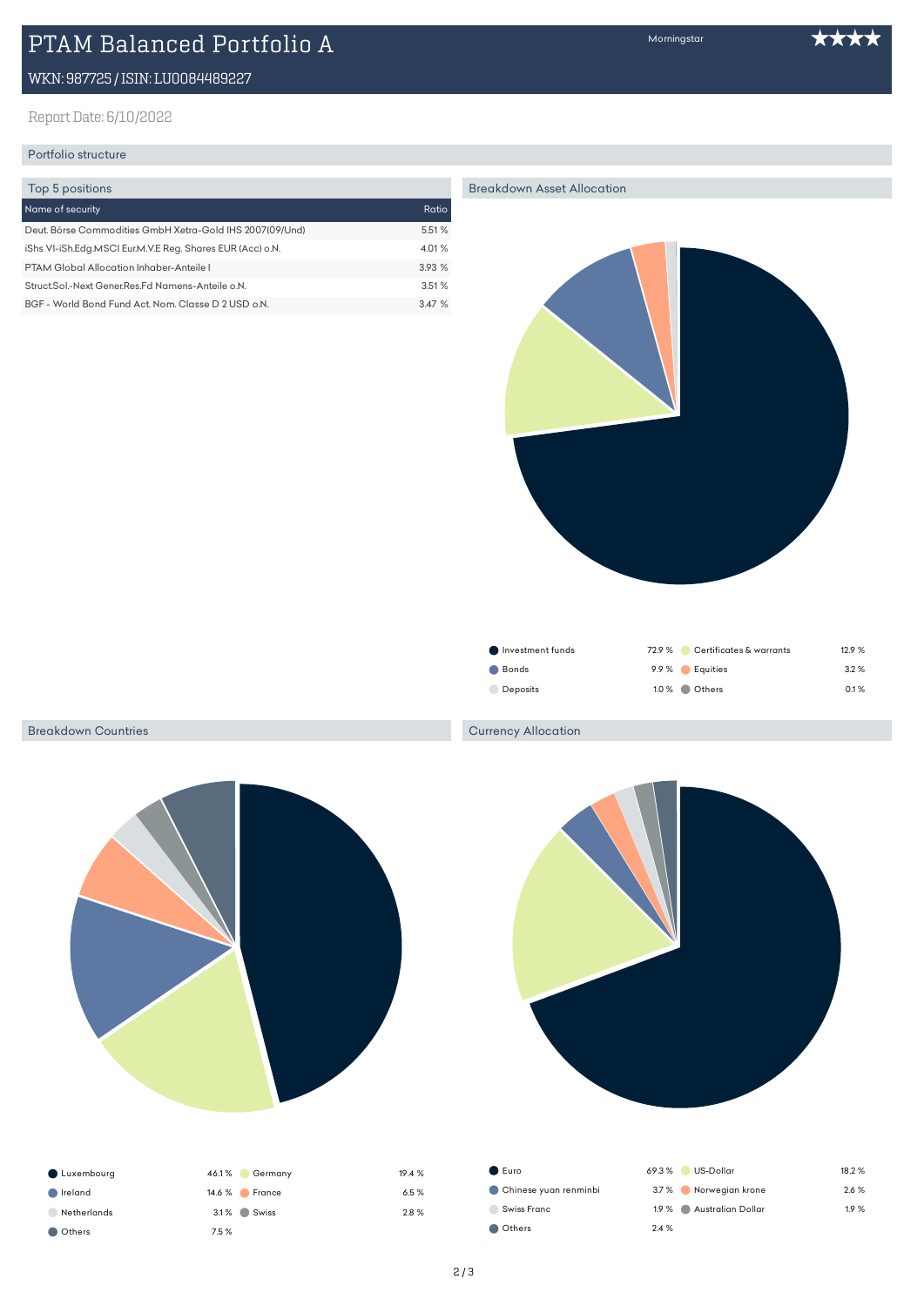# PTAM Balanced Portfolio A

Morningstar ★★★★

WKN: 987725 / ISIN: LU0084489227

Report Date: 6/10/2022

## Portfolio structure

### Top 5 positions

| Name of security | Ratio |
|---|---|
| Deut. Börse Commodities GmbH Xetra-Gold IHS 2007(09/Und) | 5.51 % |
| iShs VI-iSh.Edg.MSCI Eur.M.V.E Reg. Shares EUR (Acc) o.N. | 4.01 % |
| PTAM Global Allocation Inhaber-Anteile I | 3.93 % |
| Struct.Sol.-Next Gener.Res.Fd Namens-Anteile o.N. | 3.51 % |
| BGF - World Bond Fund Act. Nom. Classe D 2 USD o.N. | 3.47 % |

### Breakdown Asset Allocation

| Asset class | Ratio |
|---|---|
| Investment funds | 72.9 % |
| Certificates & warrants | 12.9 % |
| Bonds | 9.9 % |
| Equities | 3.2 % |
| Deposits | 1.0 % |
| Others | 0.1 % |

### Breakdown Countries

| Country | Ratio |
|---|---|
| Luxembourg | 46.1 % |
| Germany | 19.4 % |
| Ireland | 14.6 % |
| France | 6.5 % |
| Netherlands | 3.1 % |
| Swiss | 2.8 % |
| Others | 7.5 % |

### Currency Allocation

| Currency | Ratio |
|---|---|
| Euro | 69.3 % |
| US-Dollar | 18.2 % |
| Chinese yuan renminbi | 3.7 % |
| Norwegian krone | 2.6 % |
| Swiss Franc | 1.9 % |
| Australian Dollar | 1.9 % |
| Others | 2.4 % |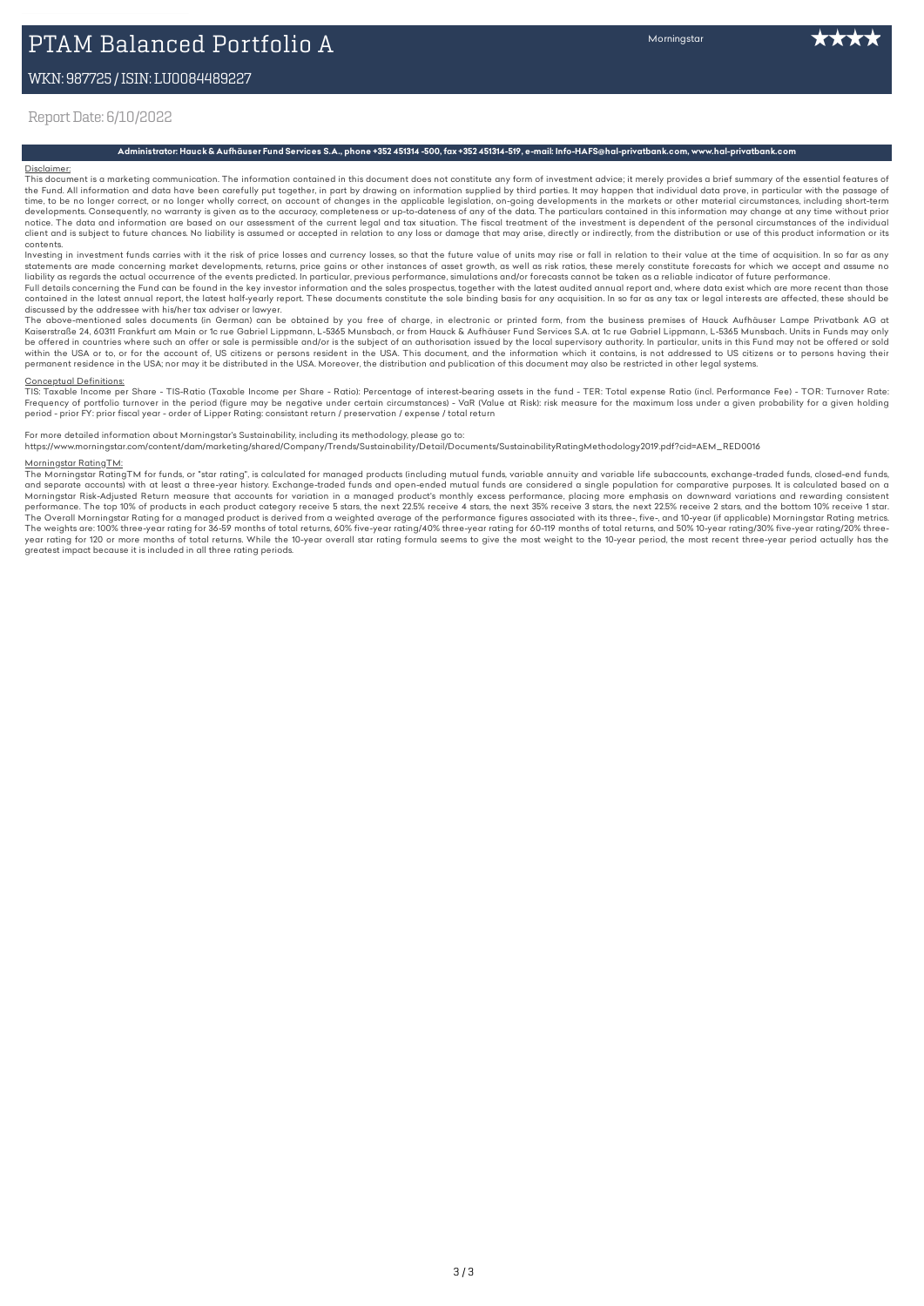# PTAM Balanced Portfolio A

Morningstar ★★★★

## WKN: 987725 / ISIN: LU0084489227

Report Date: 6/10/2022

**Administrator: Hauck & Aufhäuser Fund Services S.A., phone +352 451314 -500, fax +352 451314-519, e-mail: Info-HAFS@hal-privatbank.com, www.hal-privatbank.com**

Disclaimer:

This document is a marketing communication. The information contained in this document does not constitute any form of investment advice; it merely provides a brief summary of the essential features of the Fund. All information and data have been carefully put together, in part by drawing on information supplied by third parties. It may happen that individual data prove, in particular with the passage of time, to be no longer correct, or no longer wholly correct, on account of changes in the applicable legislation, on-going developments in the markets or other material circumstances, including short-term developments. Consequently, no warranty is given as to the accuracy, completeness or up-to-dateness of any of the data. The particulars contained in this information may change at any time without prior notice. The data and information are based on our assessment of the current legal and tax situation. The fiscal treatment of the investment is dependent of the personal circumstances of the individual client and is subject to future chances. No liability is assumed or accepted in relation to any loss or damage that may arise, directly or indirectly, from the distribution or use of this product information or its contents.

Investing in investment funds carries with it the risk of price losses and currency losses, so that the future value of units may rise or fall in relation to their value at the time of acquisition. In so far as any statements are made concerning market developments, returns, price gains or other instances of asset growth, as well as risk ratios, these merely constitute forecasts for which we accept and assume no liability as regards the actual occurrence of the events predicted. In particular, previous performance, simulations and/or forecasts cannot be taken as a reliable indicator of future performance.

Full details concerning the Fund can be found in the key investor information and the sales prospectus, together with the latest audited annual report and, where data exist which are more recent than those contained in the latest annual report, the latest half-yearly report. These documents constitute the sole binding basis for any acquisition. In so far as any tax or legal interests are affected, these should be discussed by the addressee with his/her tax adviser or lawyer.

The above-mentioned sales documents (in German) can be obtained by you free of charge, in electronic or printed form, from the business premises of Hauck Aufhäuser Lampe Privatbank AG at Kaiserstraße 24, 60311 Frankfurt am Main or 1c rue Gabriel Lippmann, L-5365 Munsbach, or from Hauck & Aufhäuser Fund Services S.A. at 1c rue Gabriel Lippmann, L-5365 Munsbach. Units in Funds may only be offered in countries where such an offer or sale is permissible and/or is the subject of an authorisation issued by the local supervisory authority. In particular, units in this Fund may not be offered or sold within the USA or to, or for the account of, US citizens or persons resident in the USA. This document, and the information which it contains, is not addressed to US citizens or to persons having their permanent residence in the USA; nor may it be distributed in the USA. Moreover, the distribution and publication of this document may also be restricted in other legal systems.

Conceptual Definitions:

TIS: Taxable Income per Share - TIS-Ratio (Taxable Income per Share - Ratio): Percentage of interest-bearing assets in the fund - TER: Total expense Ratio (incl. Performance Fee) - TOR: Turnover Rate: Frequency of portfolio turnover in the period (figure may be negative under certain circumstances) - VaR (Value at Risk): risk measure for the maximum loss under a given probability for a given holding period - prior FY: prior fiscal year - order of Lipper Rating: consistant return / preservation / expense / total return

For more detailed information about Morningstar's Sustainability, including its methodology, please go to:
https://www.morningstar.com/content/dam/marketing/shared/Company/Trends/Sustainability/Detail/Documents/SustainabilityRatingMethodology2019.pdf?cid=AEM_RED0016

Morningstar RatingTM:

The Morningstar RatingTM for funds, or "star rating", is calculated for managed products (including mutual funds, variable annuity and variable life subaccounts, exchange-traded funds, closed-end funds, and separate accounts) with at least a three-year history. Exchange-traded funds and open-ended mutual funds are considered a single population for comparative purposes. It is calculated based on a Morningstar Risk-Adjusted Return measure that accounts for variation in a managed product's monthly excess performance, placing more emphasis on downward variations and rewarding consistent performance. The top 10% of products in each product category receive 5 stars, the next 22.5% receive 4 stars, the next 35% receive 3 stars, the next 22.5% receive 2 stars, and the bottom 10% receive 1 star. The Overall Morningstar Rating for a managed product is derived from a weighted average of the performance figures associated with its three-, five-, and 10-year (if applicable) Morningstar Rating metrics. The weights are: 100% three-year rating for 36-59 months of total returns, 60% five-year rating/40% three-year rating for 60-119 months of total returns, and 50% 10-year rating/30% five-year rating/20% three-year rating for 120 or more months of total returns. While the 10-year overall star rating formula seems to give the most weight to the 10-year period, the most recent three-year period actually has the greatest impact because it is included in all three rating periods.